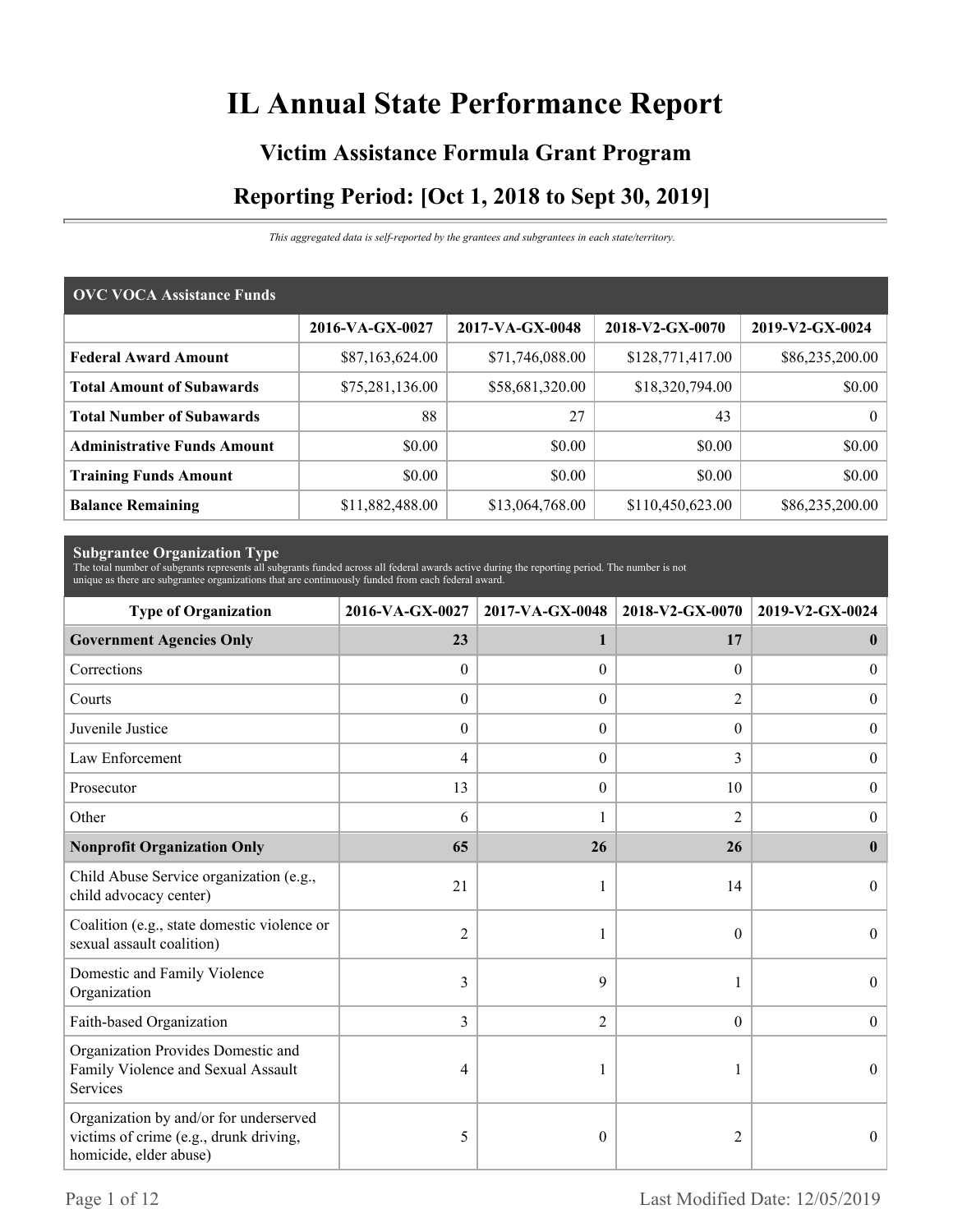# IL Annual State Performance Report

## Victim Assistance Formula Grant Program

## Reporting Period: [Oct 1, 2018 to Sept 30, 2019]

*This aggregated data is self-reported by the grantees and subgrantees in each state/territory.*

| OVC VOCA Assistance Funds | | | | |
|---|---|---|---|---|
| | 2016-VA-GX-0027 | 2017-VA-GX-0048 | 2018-V2-GX-0070 | 2019-V2-GX-0024 |
| **Federal Award Amount** | $87,163,624.00 | $71,746,088.00 | $128,771,417.00 | $86,235,200.00 |
| **Total Amount of Subawards** | $75,281,136.00 | $58,681,320.00 | $18,320,794.00 | $0.00 |
| **Total Number of Subawards** | 88 | 27 | 43 | 0 |
| **Administrative Funds Amount** | $0.00 | $0.00 | $0.00 | $0.00 |
| **Training Funds Amount** | $0.00 | $0.00 | $0.00 | $0.00 |
| **Balance Remaining** | $11,882,488.00 | $13,064,768.00 | $110,450,623.00 | $86,235,200.00 |

**Subgrantee Organization Type**

The total number of subgrants represents all subgrants funded across all federal awards active during the reporting period. The number is not unique as there are subgrantee organizations that are continuously funded from each federal award.

| Type of Organization | 2016-VA-GX-0027 | 2017-VA-GX-0048 | 2018-V2-GX-0070 | 2019-V2-GX-0024 |
|---|---|---|---|---|
| **Government Agencies Only** | **23** | **1** | **17** | **0** |
| Corrections | 0 | 0 | 0 | 0 |
| Courts | 0 | 0 | 2 | 0 |
| Juvenile Justice | 0 | 0 | 0 | 0 |
| Law Enforcement | 4 | 0 | 3 | 0 |
| Prosecutor | 13 | 0 | 10 | 0 |
| Other | 6 | 1 | 2 | 0 |
| **Nonprofit Organization Only** | **65** | **26** | **26** | **0** |
| Child Abuse Service organization (e.g., child advocacy center) | 21 | 1 | 14 | 0 |
| Coalition (e.g., state domestic violence or sexual assault coalition) | 2 | 1 | 0 | 0 |
| Domestic and Family Violence Organization | 3 | 9 | 1 | 0 |
| Faith-based Organization | 3 | 2 | 0 | 0 |
| Organization Provides Domestic and Family Violence and Sexual Assault Services | 4 | 1 | 1 | 0 |
| Organization by and/or for underserved victims of crime (e.g., drunk driving, homicide, elder abuse) | 5 | 0 | 2 | 0 |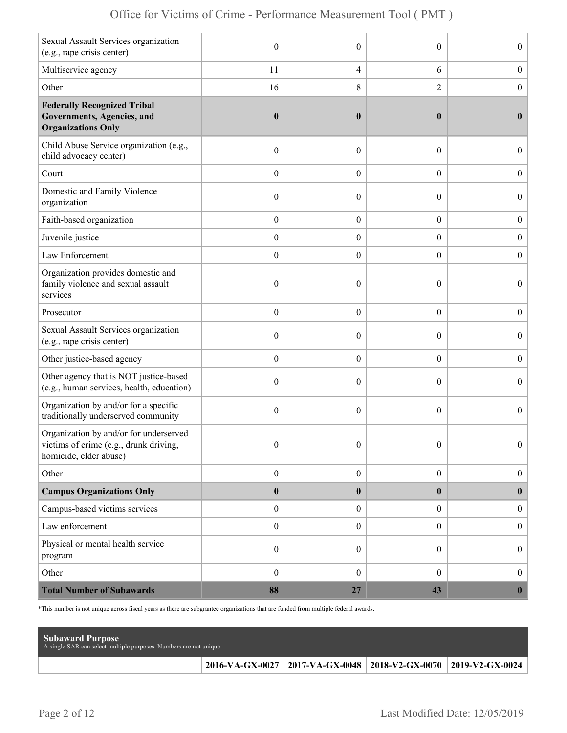| | | | | |
|---|---|---|---|---|
| Sexual Assault Services organization (e.g., rape crisis center) | 0 | 0 | 0 | 0 |
| Multiservice agency | 11 | 4 | 6 | 0 |
| Other | 16 | 8 | 2 | 0 |
| **Federally Recognized Tribal Governments, Agencies, and Organizations Only** | **0** | **0** | **0** | **0** |
| Child Abuse Service organization (e.g., child advocacy center) | 0 | 0 | 0 | 0 |
| Court | 0 | 0 | 0 | 0 |
| Domestic and Family Violence organization | 0 | 0 | 0 | 0 |
| Faith-based organization | 0 | 0 | 0 | 0 |
| Juvenile justice | 0 | 0 | 0 | 0 |
| Law Enforcement | 0 | 0 | 0 | 0 |
| Organization provides domestic and family violence and sexual assault services | 0 | 0 | 0 | 0 |
| Prosecutor | 0 | 0 | 0 | 0 |
| Sexual Assault Services organization (e.g., rape crisis center) | 0 | 0 | 0 | 0 |
| Other justice-based agency | 0 | 0 | 0 | 0 |
| Other agency that is NOT justice-based (e.g., human services, health, education) | 0 | 0 | 0 | 0 |
| Organization by and/or for a specific traditionally underserved community | 0 | 0 | 0 | 0 |
| Organization by and/or for underserved victims of crime (e.g., drunk driving, homicide, elder abuse) | 0 | 0 | 0 | 0 |
| Other | 0 | 0 | 0 | 0 |
| **Campus Organizations Only** | **0** | **0** | **0** | **0** |
| Campus-based victims services | 0 | 0 | 0 | 0 |
| Law enforcement | 0 | 0 | 0 | 0 |
| Physical or mental health service program | 0 | 0 | 0 | 0 |
| Other | 0 | 0 | 0 | 0 |
| **Total Number of Subawards** | **88** | **27** | **43** | **0** |

*This number is not unique across fiscal years as there are subgrantee organizations that are funded from multiple federal awards.

**Subaward Purpose**
A single SAR can select multiple purposes. Numbers are not unique

| | 2016-VA-GX-0027 | 2017-VA-GX-0048 | 2018-V2-GX-0070 | 2019-V2-GX-0024 |
|---|---|---|---|---|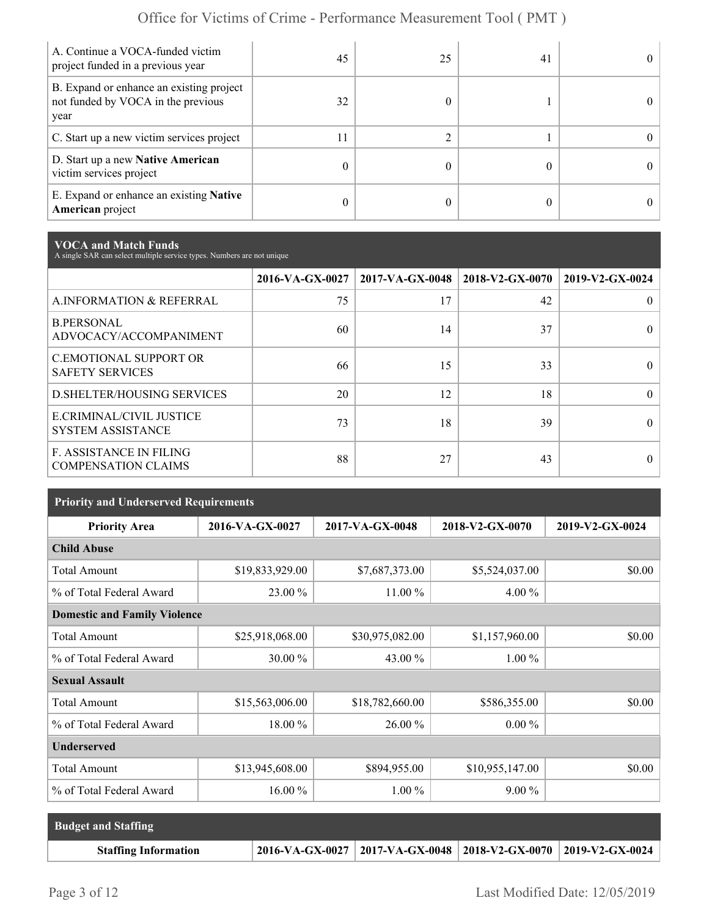| | | | | |
|---|---|---|---|---|
| A. Continue a VOCA-funded victim project funded in a previous year | 45 | 25 | 41 | 0 |
| B. Expand or enhance an existing project not funded by VOCA in the previous year | 32 | 0 | 1 | 0 |
| C. Start up a new victim services project | 11 | 2 | 1 | 0 |
| D. Start up a new **Native American** victim services project | 0 | 0 | 0 | 0 |
| E. Expand or enhance an existing **Native American** project | 0 | 0 | 0 | 0 |

## VOCA and Match Funds

A single SAR can select multiple service types. Numbers are not unique

| | 2016-VA-GX-0027 | 2017-VA-GX-0048 | 2018-V2-GX-0070 | 2019-V2-GX-0024 |
|---|---|---|---|---|
| A.INFORMATION & REFERRAL | 75 | 17 | 42 | 0 |
| B.PERSONAL ADVOCACY/ACCOMPANIMENT | 60 | 14 | 37 | 0 |
| C.EMOTIONAL SUPPORT OR SAFETY SERVICES | 66 | 15 | 33 | 0 |
| D.SHELTER/HOUSING SERVICES | 20 | 12 | 18 | 0 |
| E.CRIMINAL/CIVIL JUSTICE SYSTEM ASSISTANCE | 73 | 18 | 39 | 0 |
| F. ASSISTANCE IN FILING COMPENSATION CLAIMS | 88 | 27 | 43 | 0 |

## Priority and Underserved Requirements

| Priority Area | 2016-VA-GX-0027 | 2017-VA-GX-0048 | 2018-V2-GX-0070 | 2019-V2-GX-0024 |
|---|---|---|---|---|
| **Child Abuse** | | | | |
| Total Amount | $19,833,929.00 | $7,687,373.00 | $5,524,037.00 | $0.00 |
| % of Total Federal Award | 23.00 % | 11.00 % | 4.00 % | |
| **Domestic and Family Violence** | | | | |
| Total Amount | $25,918,068.00 | $30,975,082.00 | $1,157,960.00 | $0.00 |
| % of Total Federal Award | 30.00 % | 43.00 % | 1.00 % | |
| **Sexual Assault** | | | | |
| Total Amount | $15,563,006.00 | $18,782,660.00 | $586,355.00 | $0.00 |
| % of Total Federal Award | 18.00 % | 26.00 % | 0.00 % | |
| **Underserved** | | | | |
| Total Amount | $13,945,608.00 | $894,955.00 | $10,955,147.00 | $0.00 |
| % of Total Federal Award | 16.00 % | 1.00 % | 9.00 % | |

## Budget and Staffing

| Staffing Information | 2016-VA-GX-0027 | 2017-VA-GX-0048 | 2018-V2-GX-0070 | 2019-V2-GX-0024 |
|---|---|---|---|---|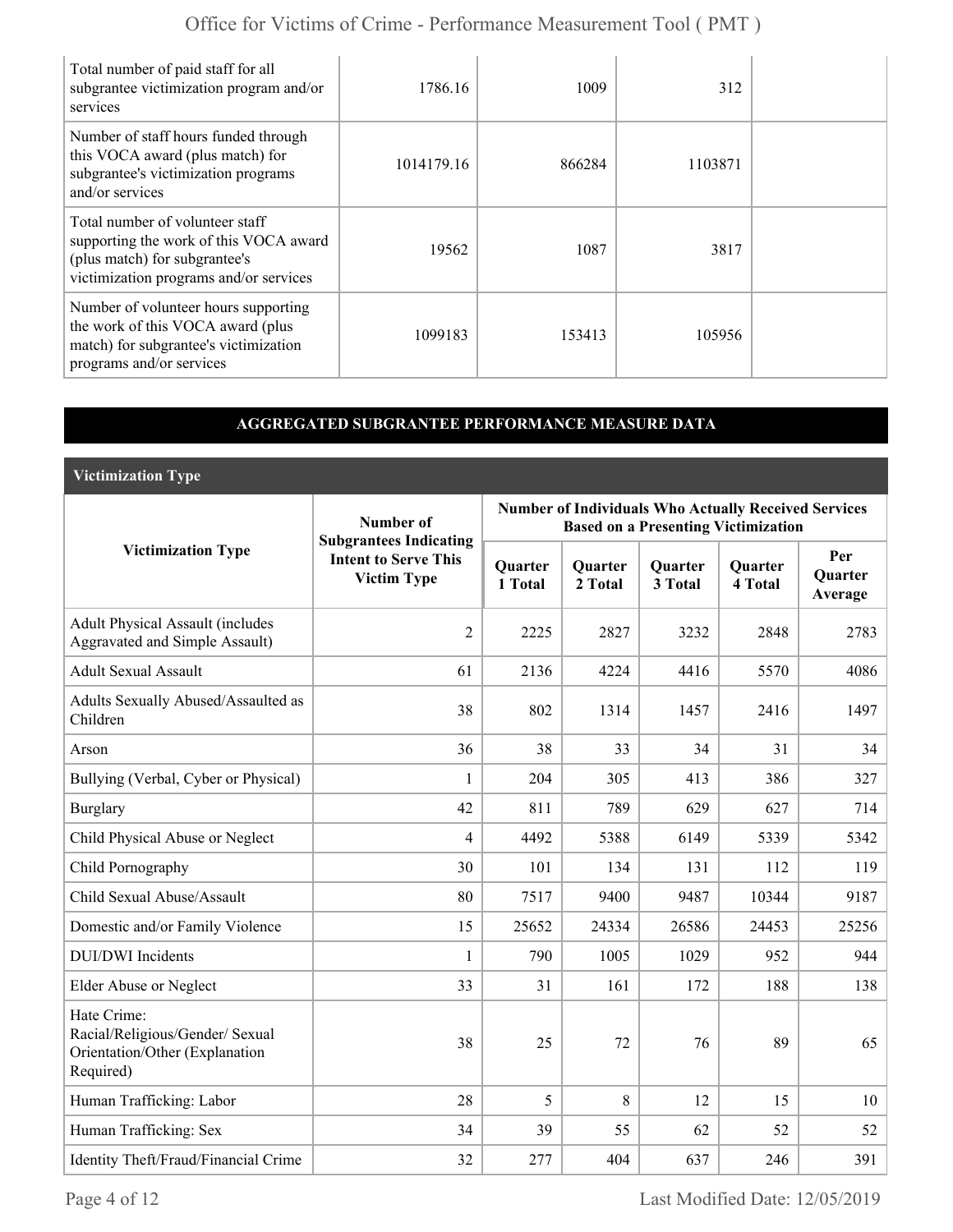| | | | | |
|---|---|---|---|---|
| Total number of paid staff for all subgrantee victimization program and/or services | 1786.16 | 1009 | 312 | |
| Number of staff hours funded through this VOCA award (plus match) for subgrantee's victimization programs and/or services | 1014179.16 | 866284 | 1103871 | |
| Total number of volunteer staff supporting the work of this VOCA award (plus match) for subgrantee's victimization programs and/or services | 19562 | 1087 | 3817 | |
| Number of volunteer hours supporting the work of this VOCA award (plus match) for subgrantee's victimization programs and/or services | 1099183 | 153413 | 105956 | |

## AGGREGATED SUBGRANTEE PERFORMANCE MEASURE DATA

### Victimization Type

| Victimization Type | Number of Subgrantees Indicating Intent to Serve This Victim Type | Number of Individuals Who Actually Received Services Based on a Presenting Victimization | | | | |
|---|---|---|---|---|---|---|
| | | Quarter 1 Total | Quarter 2 Total | Quarter 3 Total | Quarter 4 Total | Per Quarter Average |
| Adult Physical Assault (includes Aggravated and Simple Assault) | 2 | 2225 | 2827 | 3232 | 2848 | 2783 |
| Adult Sexual Assault | 61 | 2136 | 4224 | 4416 | 5570 | 4086 |
| Adults Sexually Abused/Assaulted as Children | 38 | 802 | 1314 | 1457 | 2416 | 1497 |
| Arson | 36 | 38 | 33 | 34 | 31 | 34 |
| Bullying (Verbal, Cyber or Physical) | 1 | 204 | 305 | 413 | 386 | 327 |
| Burglary | 42 | 811 | 789 | 629 | 627 | 714 |
| Child Physical Abuse or Neglect | 4 | 4492 | 5388 | 6149 | 5339 | 5342 |
| Child Pornography | 30 | 101 | 134 | 131 | 112 | 119 |
| Child Sexual Abuse/Assault | 80 | 7517 | 9400 | 9487 | 10344 | 9187 |
| Domestic and/or Family Violence | 15 | 25652 | 24334 | 26586 | 24453 | 25256 |
| DUI/DWI Incidents | 1 | 790 | 1005 | 1029 | 952 | 944 |
| Elder Abuse or Neglect | 33 | 31 | 161 | 172 | 188 | 138 |
| Hate Crime: Racial/Religious/Gender/ Sexual Orientation/Other (Explanation Required) | 38 | 25 | 72 | 76 | 89 | 65 |
| Human Trafficking: Labor | 28 | 5 | 8 | 12 | 15 | 10 |
| Human Trafficking: Sex | 34 | 39 | 55 | 62 | 52 | 52 |
| Identity Theft/Fraud/Financial Crime | 32 | 277 | 404 | 637 | 246 | 391 |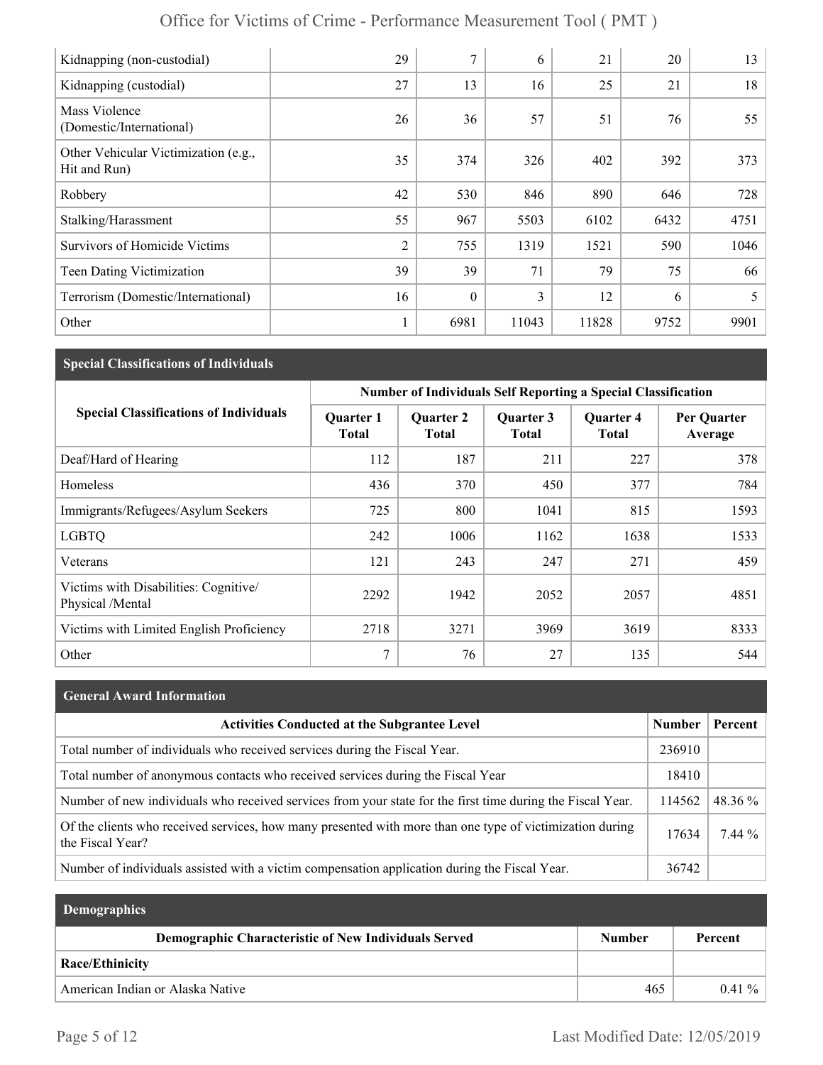| | | | | | | |
|---|---|---|---|---|---|---|
| Kidnapping (non-custodial) | 29 | 7 | 6 | 21 | 20 | 13 |
| Kidnapping (custodial) | 27 | 13 | 16 | 25 | 21 | 18 |
| Mass Violence (Domestic/International) | 26 | 36 | 57 | 51 | 76 | 55 |
| Other Vehicular Victimization (e.g., Hit and Run) | 35 | 374 | 326 | 402 | 392 | 373 |
| Robbery | 42 | 530 | 846 | 890 | 646 | 728 |
| Stalking/Harassment | 55 | 967 | 5503 | 6102 | 6432 | 4751 |
| Survivors of Homicide Victims | 2 | 755 | 1319 | 1521 | 590 | 1046 |
| Teen Dating Victimization | 39 | 39 | 71 | 79 | 75 | 66 |
| Terrorism (Domestic/International) | 16 | 0 | 3 | 12 | 6 | 5 |
| Other | 1 | 6981 | 11043 | 11828 | 9752 | 9901 |

## Special Classifications of Individuals

| Special Classifications of Individuals | Number of Individuals Self Reporting a Special Classification | | | | |
|---|---|---|---|---|---|
| | Quarter 1 Total | Quarter 2 Total | Quarter 3 Total | Quarter 4 Total | Per Quarter Average |
| Deaf/Hard of Hearing | 112 | 187 | 211 | 227 | 378 |
| Homeless | 436 | 370 | 450 | 377 | 784 |
| Immigrants/Refugees/Asylum Seekers | 725 | 800 | 1041 | 815 | 1593 |
| LGBTQ | 242 | 1006 | 1162 | 1638 | 1533 |
| Veterans | 121 | 243 | 247 | 271 | 459 |
| Victims with Disabilities: Cognitive/ Physical /Mental | 2292 | 1942 | 2052 | 2057 | 4851 |
| Victims with Limited English Proficiency | 2718 | 3271 | 3969 | 3619 | 8333 |
| Other | 7 | 76 | 27 | 135 | 544 |

## General Award Information

| Activities Conducted at the Subgrantee Level | Number | Percent |
|---|---|---|
| Total number of individuals who received services during the Fiscal Year. | 236910 | |
| Total number of anonymous contacts who received services during the Fiscal Year | 18410 | |
| Number of new individuals who received services from your state for the first time during the Fiscal Year. | 114562 | 48.36 % |
| Of the clients who received services, how many presented with more than one type of victimization during the Fiscal Year? | 17634 | 7.44 % |
| Number of individuals assisted with a victim compensation application during the Fiscal Year. | 36742 | |

## Demographics

| Demographic Characteristic of New Individuals Served | Number | Percent |
|---|---|---|
| **Race/Ethinicity** | | |
| American Indian or Alaska Native | 465 | 0.41 % |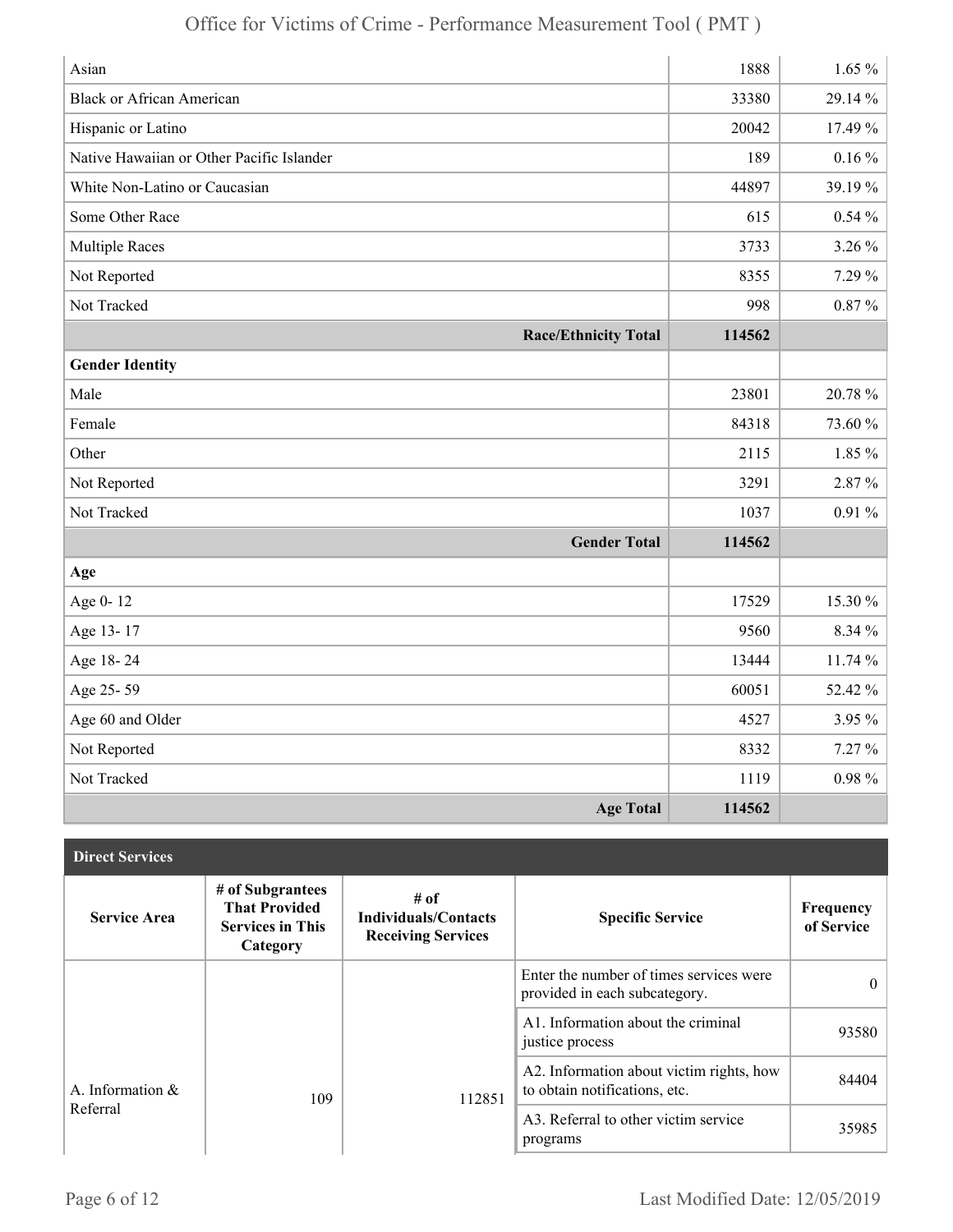| | | |
|---|---|---|
| Asian | 1888 | 1.65 % |
| Black or African American | 33380 | 29.14 % |
| Hispanic or Latino | 20042 | 17.49 % |
| Native Hawaiian or Other Pacific Islander | 189 | 0.16 % |
| White Non-Latino or Caucasian | 44897 | 39.19 % |
| Some Other Race | 615 | 0.54 % |
| Multiple Races | 3733 | 3.26 % |
| Not Reported | 8355 | 7.29 % |
| Not Tracked | 998 | 0.87 % |
| **Race/Ethnicity Total** | **114562** | |
| **Gender Identity** | | |
| Male | 23801 | 20.78 % |
| Female | 84318 | 73.60 % |
| Other | 2115 | 1.85 % |
| Not Reported | 3291 | 2.87 % |
| Not Tracked | 1037 | 0.91 % |
| **Gender Total** | **114562** | |
| **Age** | | |
| Age 0- 12 | 17529 | 15.30 % |
| Age 13- 17 | 9560 | 8.34 % |
| Age 18- 24 | 13444 | 11.74 % |
| Age 25- 59 | 60051 | 52.42 % |
| Age 60 and Older | 4527 | 3.95 % |
| Not Reported | 8332 | 7.27 % |
| Not Tracked | 1119 | 0.98 % |
| **Age Total** | **114562** | |

## Direct Services

| Service Area | # of Subgrantees That Provided Services in This Category | # of Individuals/Contacts Receiving Services | Specific Service | Frequency of Service |
|---|---|---|---|---|
| A. Information & Referral | 109 | 112851 | Enter the number of times services were provided in each subcategory. | 0 |
| | | | A1. Information about the criminal justice process | 93580 |
| | | | A2. Information about victim rights, how to obtain notifications, etc. | 84404 |
| | | | A3. Referral to other victim service programs | 35985 |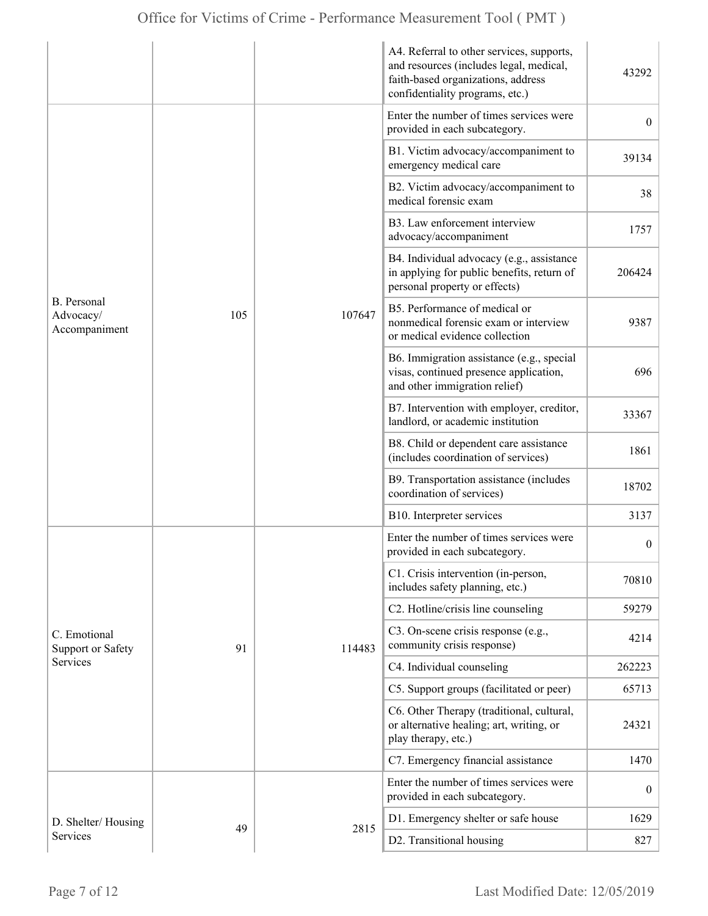| | | | | |
|---|---|---|---|---|
| | | | A4. Referral to other services, supports, and resources (includes legal, medical, faith-based organizations, address confidentiality programs, etc.) | 43292 |
| B. Personal Advocacy/ Accompaniment | 105 | 107647 | Enter the number of times services were provided in each subcategory. | 0 |
| | | | B1. Victim advocacy/accompaniment to emergency medical care | 39134 |
| | | | B2. Victim advocacy/accompaniment to medical forensic exam | 38 |
| | | | B3. Law enforcement interview advocacy/accompaniment | 1757 |
| | | | B4. Individual advocacy (e.g., assistance in applying for public benefits, return of personal property or effects) | 206424 |
| | | | B5. Performance of medical or nonmedical forensic exam or interview or medical evidence collection | 9387 |
| | | | B6. Immigration assistance (e.g., special visas, continued presence application, and other immigration relief) | 696 |
| | | | B7. Intervention with employer, creditor, landlord, or academic institution | 33367 |
| | | | B8. Child or dependent care assistance (includes coordination of services) | 1861 |
| | | | B9. Transportation assistance (includes coordination of services) | 18702 |
| | | | B10. Interpreter services | 3137 |
| C. Emotional Support or Safety Services | 91 | 114483 | Enter the number of times services were provided in each subcategory. | 0 |
| | | | C1. Crisis intervention (in-person, includes safety planning, etc.) | 70810 |
| | | | C2. Hotline/crisis line counseling | 59279 |
| | | | C3. On-scene crisis response (e.g., community crisis response) | 4214 |
| | | | C4. Individual counseling | 262223 |
| | | | C5. Support groups (facilitated or peer) | 65713 |
| | | | C6. Other Therapy (traditional, cultural, or alternative healing; art, writing, or play therapy, etc.) | 24321 |
| | | | C7. Emergency financial assistance | 1470 |
| D. Shelter/ Housing Services | 49 | 2815 | Enter the number of times services were provided in each subcategory. | 0 |
| | | | D1. Emergency shelter or safe house | 1629 |
| | | | D2. Transitional housing | 827 |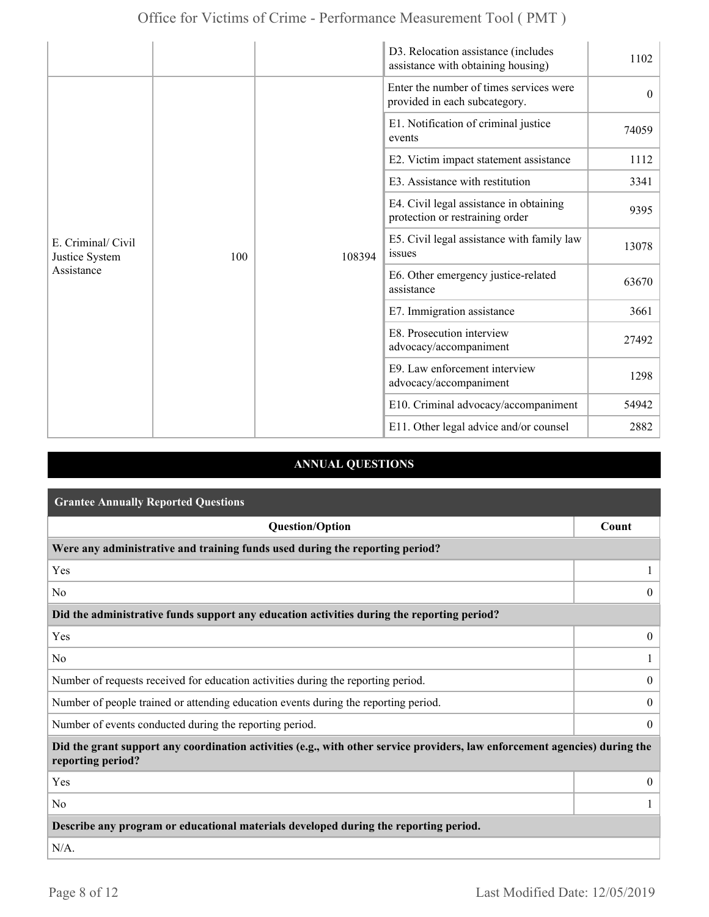| | | | | |
|---|---|---|---|---|
| | | | D3. Relocation assistance (includes assistance with obtaining housing) | 1102 |
| E. Criminal/ Civil Justice System Assistance | 100 | 108394 | Enter the number of times services were provided in each subcategory. | 0 |
| | | | E1. Notification of criminal justice events | 74059 |
| | | | E2. Victim impact statement assistance | 1112 |
| | | | E3. Assistance with restitution | 3341 |
| | | | E4. Civil legal assistance in obtaining protection or restraining order | 9395 |
| | | | E5. Civil legal assistance with family law issues | 13078 |
| | | | E6. Other emergency justice-related assistance | 63670 |
| | | | E7. Immigration assistance | 3661 |
| | | | E8. Prosecution interview advocacy/accompaniment | 27492 |
| | | | E9. Law enforcement interview advocacy/accompaniment | 1298 |
| | | | E10. Criminal advocacy/accompaniment | 54942 |
| | | | E11. Other legal advice and/or counsel | 2882 |

## ANNUAL QUESTIONS

### Grantee Annually Reported Questions

| Question/Option | Count |
|---|---|
| **Were any administrative and training funds used during the reporting period?** | |
| Yes | 1 |
| No | 0 |
| **Did the administrative funds support any education activities during the reporting period?** | |
| Yes | 0 |
| No | 1 |
| Number of requests received for education activities during the reporting period. | 0 |
| Number of people trained or attending education events during the reporting period. | 0 |
| Number of events conducted during the reporting period. | 0 |
| **Did the grant support any coordination activities (e.g., with other service providers, law enforcement agencies) during the reporting period?** | |
| Yes | 0 |
| No | 1 |
| **Describe any program or educational materials developed during the reporting period.** | |
| N/A. | |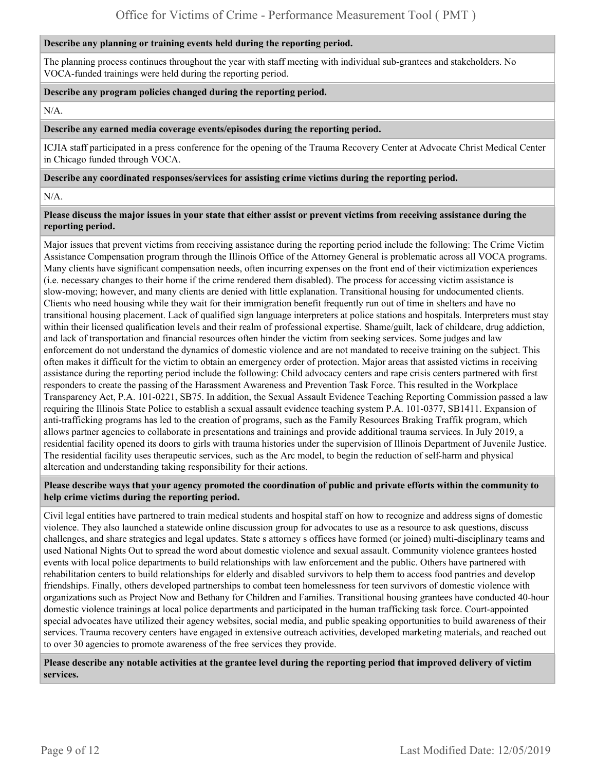**Describe any planning or training events held during the reporting period.**

The planning process continues throughout the year with staff meeting with individual sub-grantees and stakeholders. No VOCA-funded trainings were held during the reporting period.

**Describe any program policies changed during the reporting period.**

N/A.

**Describe any earned media coverage events/episodes during the reporting period.**

ICJIA staff participated in a press conference for the opening of the Trauma Recovery Center at Advocate Christ Medical Center in Chicago funded through VOCA.

**Describe any coordinated responses/services for assisting crime victims during the reporting period.**

N/A.

**Please discuss the major issues in your state that either assist or prevent victims from receiving assistance during the reporting period.**

Major issues that prevent victims from receiving assistance during the reporting period include the following: The Crime Victim Assistance Compensation program through the Illinois Office of the Attorney General is problematic across all VOCA programs. Many clients have significant compensation needs, often incurring expenses on the front end of their victimization experiences (i.e. necessary changes to their home if the crime rendered them disabled). The process for accessing victim assistance is slow-moving; however, and many clients are denied with little explanation. Transitional housing for undocumented clients. Clients who need housing while they wait for their immigration benefit frequently run out of time in shelters and have no transitional housing placement. Lack of qualified sign language interpreters at police stations and hospitals. Interpreters must stay within their licensed qualification levels and their realm of professional expertise. Shame/guilt, lack of childcare, drug addiction, and lack of transportation and financial resources often hinder the victim from seeking services. Some judges and law enforcement do not understand the dynamics of domestic violence and are not mandated to receive training on the subject. This often makes it difficult for the victim to obtain an emergency order of protection. Major areas that assisted victims in receiving assistance during the reporting period include the following: Child advocacy centers and rape crisis centers partnered with first responders to create the passing of the Harassment Awareness and Prevention Task Force. This resulted in the Workplace Transparency Act, P.A. 101-0221, SB75. In addition, the Sexual Assault Evidence Teaching Reporting Commission passed a law requiring the Illinois State Police to establish a sexual assault evidence teaching system P.A. 101-0377, SB1411. Expansion of anti-trafficking programs has led to the creation of programs, such as the Family Resources Braking Traffik program, which allows partner agencies to collaborate in presentations and trainings and provide additional trauma services. In July 2019, a residential facility opened its doors to girls with trauma histories under the supervision of Illinois Department of Juvenile Justice. The residential facility uses therapeutic services, such as the Arc model, to begin the reduction of self-harm and physical altercation and understanding taking responsibility for their actions.

**Please describe ways that your agency promoted the coordination of public and private efforts within the community to help crime victims during the reporting period.**

Civil legal entities have partnered to train medical students and hospital staff on how to recognize and address signs of domestic violence. They also launched a statewide online discussion group for advocates to use as a resource to ask questions, discuss challenges, and share strategies and legal updates. State s attorney s offices have formed (or joined) multi-disciplinary teams and used National Nights Out to spread the word about domestic violence and sexual assault. Community violence grantees hosted events with local police departments to build relationships with law enforcement and the public. Others have partnered with rehabilitation centers to build relationships for elderly and disabled survivors to help them to access food pantries and develop friendships. Finally, others developed partnerships to combat teen homelessness for teen survivors of domestic violence with organizations such as Project Now and Bethany for Children and Families. Transitional housing grantees have conducted 40-hour domestic violence trainings at local police departments and participated in the human trafficking task force. Court-appointed special advocates have utilized their agency websites, social media, and public speaking opportunities to build awareness of their services. Trauma recovery centers have engaged in extensive outreach activities, developed marketing materials, and reached out to over 30 agencies to promote awareness of the free services they provide.

**Please describe any notable activities at the grantee level during the reporting period that improved delivery of victim services.**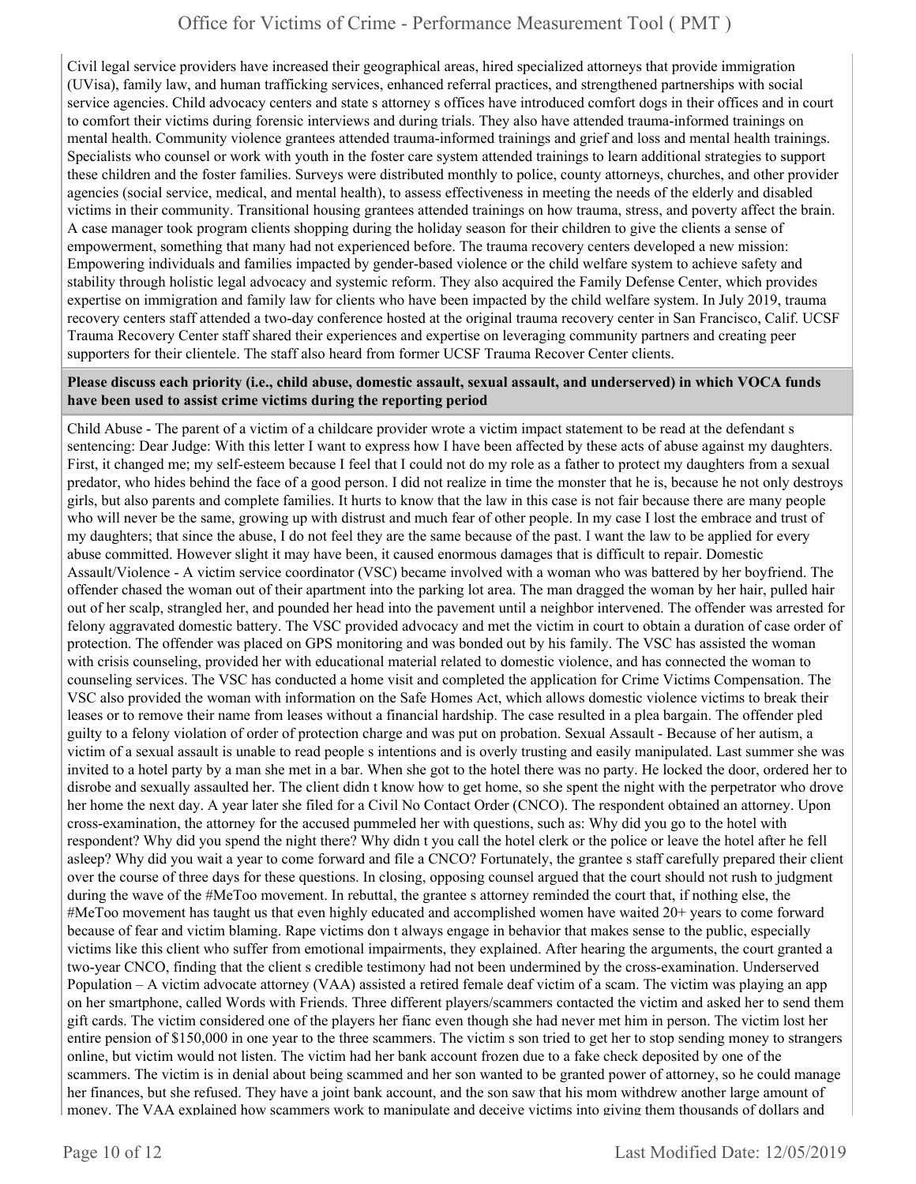Civil legal service providers have increased their geographical areas, hired specialized attorneys that provide immigration (UVisa), family law, and human trafficking services, enhanced referral practices, and strengthened partnerships with social service agencies. Child advocacy centers and state s attorney s offices have introduced comfort dogs in their offices and in court to comfort their victims during forensic interviews and during trials. They also have attended trauma-informed trainings on mental health. Community violence grantees attended trauma-informed trainings and grief and loss and mental health trainings. Specialists who counsel or work with youth in the foster care system attended trainings to learn additional strategies to support these children and the foster families. Surveys were distributed monthly to police, county attorneys, churches, and other provider agencies (social service, medical, and mental health), to assess effectiveness in meeting the needs of the elderly and disabled victims in their community. Transitional housing grantees attended trainings on how trauma, stress, and poverty affect the brain. A case manager took program clients shopping during the holiday season for their children to give the clients a sense of empowerment, something that many had not experienced before. The trauma recovery centers developed a new mission: Empowering individuals and families impacted by gender-based violence or the child welfare system to achieve safety and stability through holistic legal advocacy and systemic reform. They also acquired the Family Defense Center, which provides expertise on immigration and family law for clients who have been impacted by the child welfare system. In July 2019, trauma recovery centers staff attended a two-day conference hosted at the original trauma recovery center in San Francisco, Calif. UCSF Trauma Recovery Center staff shared their experiences and expertise on leveraging community partners and creating peer supporters for their clientele. The staff also heard from former UCSF Trauma Recover Center clients.

**Please discuss each priority (i.e., child abuse, domestic assault, sexual assault, and underserved) in which VOCA funds have been used to assist crime victims during the reporting period**

Child Abuse - The parent of a victim of a childcare provider wrote a victim impact statement to be read at the defendant s sentencing: Dear Judge: With this letter I want to express how I have been affected by these acts of abuse against my daughters. First, it changed me; my self-esteem because I feel that I could not do my role as a father to protect my daughters from a sexual predator, who hides behind the face of a good person. I did not realize in time the monster that he is, because he not only destroys girls, but also parents and complete families. It hurts to know that the law in this case is not fair because there are many people who will never be the same, growing up with distrust and much fear of other people. In my case I lost the embrace and trust of my daughters; that since the abuse, I do not feel they are the same because of the past. I want the law to be applied for every abuse committed. However slight it may have been, it caused enormous damages that is difficult to repair. Domestic Assault/Violence - A victim service coordinator (VSC) became involved with a woman who was battered by her boyfriend. The offender chased the woman out of their apartment into the parking lot area. The man dragged the woman by her hair, pulled hair out of her scalp, strangled her, and pounded her head into the pavement until a neighbor intervened. The offender was arrested for felony aggravated domestic battery. The VSC provided advocacy and met the victim in court to obtain a duration of case order of protection. The offender was placed on GPS monitoring and was bonded out by his family. The VSC has assisted the woman with crisis counseling, provided her with educational material related to domestic violence, and has connected the woman to counseling services. The VSC has conducted a home visit and completed the application for Crime Victims Compensation. The VSC also provided the woman with information on the Safe Homes Act, which allows domestic violence victims to break their leases or to remove their name from leases without a financial hardship. The case resulted in a plea bargain. The offender pled guilty to a felony violation of order of protection charge and was put on probation. Sexual Assault - Because of her autism, a victim of a sexual assault is unable to read people s intentions and is overly trusting and easily manipulated. Last summer she was invited to a hotel party by a man she met in a bar. When she got to the hotel there was no party. He locked the door, ordered her to disrobe and sexually assaulted her. The client didn t know how to get home, so she spent the night with the perpetrator who drove her home the next day. A year later she filed for a Civil No Contact Order (CNCO). The respondent obtained an attorney. Upon cross-examination, the attorney for the accused pummeled her with questions, such as: Why did you go to the hotel with respondent? Why did you spend the night there? Why didn t you call the hotel clerk or the police or leave the hotel after he fell asleep? Why did you wait a year to come forward and file a CNCO? Fortunately, the grantee s staff carefully prepared their client over the course of three days for these questions. In closing, opposing counsel argued that the court should not rush to judgment during the wave of the #MeToo movement. In rebuttal, the grantee s attorney reminded the court that, if nothing else, the #MeToo movement has taught us that even highly educated and accomplished women have waited 20+ years to come forward because of fear and victim blaming. Rape victims don t always engage in behavior that makes sense to the public, especially victims like this client who suffer from emotional impairments, they explained. After hearing the arguments, the court granted a two-year CNCO, finding that the client s credible testimony had not been undermined by the cross-examination. Underserved Population – A victim advocate attorney (VAA) assisted a retired female deaf victim of a scam. The victim was playing an app on her smartphone, called Words with Friends. Three different players/scammers contacted the victim and asked her to send them gift cards. The victim considered one of the players her fianc even though she had never met him in person. The victim lost her entire pension of $150,000 in one year to the three scammers. The victim s son tried to get her to stop sending money to strangers online, but victim would not listen. The victim had her bank account frozen due to a fake check deposited by one of the scammers. The victim is in denial about being scammed and her son wanted to be granted power of attorney, so he could manage her finances, but she refused. They have a joint bank account, and the son saw that his mom withdrew another large amount of money. The VAA explained how scammers work to manipulate and deceive victims into giving them thousands of dollars and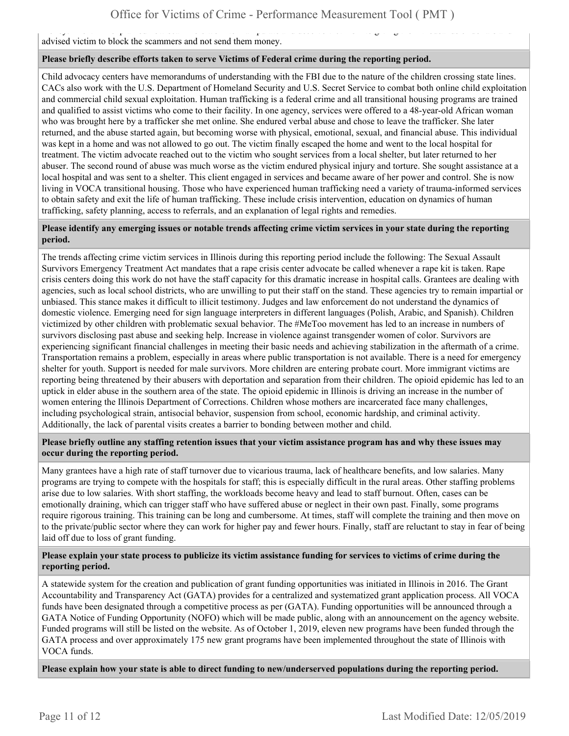advised victim to block the scammers and not send them money.

**Please briefly describe efforts taken to serve Victims of Federal crime during the reporting period.**

Child advocacy centers have memorandums of understanding with the FBI due to the nature of the children crossing state lines. CACs also work with the U.S. Department of Homeland Security and U.S. Secret Service to combat both online child exploitation and commercial child sexual exploitation. Human trafficking is a federal crime and all transitional housing programs are trained and qualified to assist victims who come to their facility. In one agency, services were offered to a 48-year-old African woman who was brought here by a trafficker she met online. She endured verbal abuse and chose to leave the trafficker. She later returned, and the abuse started again, but becoming worse with physical, emotional, sexual, and financial abuse. This individual was kept in a home and was not allowed to go out. The victim finally escaped the home and went to the local hospital for treatment. The victim advocate reached out to the victim who sought services from a local shelter, but later returned to her abuser. The second round of abuse was much worse as the victim endured physical injury and torture. She sought assistance at a local hospital and was sent to a shelter. This client engaged in services and became aware of her power and control. She is now living in VOCA transitional housing. Those who have experienced human trafficking need a variety of trauma-informed services to obtain safety and exit the life of human trafficking. These include crisis intervention, education on dynamics of human trafficking, safety planning, access to referrals, and an explanation of legal rights and remedies.

**Please identify any emerging issues or notable trends affecting crime victim services in your state during the reporting period.**

The trends affecting crime victim services in Illinois during this reporting period include the following: The Sexual Assault Survivors Emergency Treatment Act mandates that a rape crisis center advocate be called whenever a rape kit is taken. Rape crisis centers doing this work do not have the staff capacity for this dramatic increase in hospital calls. Grantees are dealing with agencies, such as local school districts, who are unwilling to put their staff on the stand. These agencies try to remain impartial or unbiased. This stance makes it difficult to illicit testimony. Judges and law enforcement do not understand the dynamics of domestic violence. Emerging need for sign language interpreters in different languages (Polish, Arabic, and Spanish). Children victimized by other children with problematic sexual behavior. The #MeToo movement has led to an increase in numbers of survivors disclosing past abuse and seeking help. Increase in violence against transgender women of color. Survivors are experiencing significant financial challenges in meeting their basic needs and achieving stabilization in the aftermath of a crime. Transportation remains a problem, especially in areas where public transportation is not available. There is a need for emergency shelter for youth. Support is needed for male survivors. More children are entering probate court. More immigrant victims are reporting being threatened by their abusers with deportation and separation from their children. The opioid epidemic has led to an uptick in elder abuse in the southern area of the state. The opioid epidemic in Illinois is driving an increase in the number of women entering the Illinois Department of Corrections. Children whose mothers are incarcerated face many challenges, including psychological strain, antisocial behavior, suspension from school, economic hardship, and criminal activity. Additionally, the lack of parental visits creates a barrier to bonding between mother and child.

**Please briefly outline any staffing retention issues that your victim assistance program has and why these issues may occur during the reporting period.**

Many grantees have a high rate of staff turnover due to vicarious trauma, lack of healthcare benefits, and low salaries. Many programs are trying to compete with the hospitals for staff; this is especially difficult in the rural areas. Other staffing problems arise due to low salaries. With short staffing, the workloads become heavy and lead to staff burnout. Often, cases can be emotionally draining, which can trigger staff who have suffered abuse or neglect in their own past. Finally, some programs require rigorous training. This training can be long and cumbersome. At times, staff will complete the training and then move on to the private/public sector where they can work for higher pay and fewer hours. Finally, staff are reluctant to stay in fear of being laid off due to loss of grant funding.

**Please explain your state process to publicize its victim assistance funding for services to victims of crime during the reporting period.**

A statewide system for the creation and publication of grant funding opportunities was initiated in Illinois in 2016. The Grant Accountability and Transparency Act (GATA) provides for a centralized and systematized grant application process. All VOCA funds have been designated through a competitive process as per (GATA). Funding opportunities will be announced through a GATA Notice of Funding Opportunity (NOFO) which will be made public, along with an announcement on the agency website. Funded programs will still be listed on the website. As of October 1, 2019, eleven new programs have been funded through the GATA process and over approximately 175 new grant programs have been implemented throughout the state of Illinois with VOCA funds.

**Please explain how your state is able to direct funding to new/underserved populations during the reporting period.**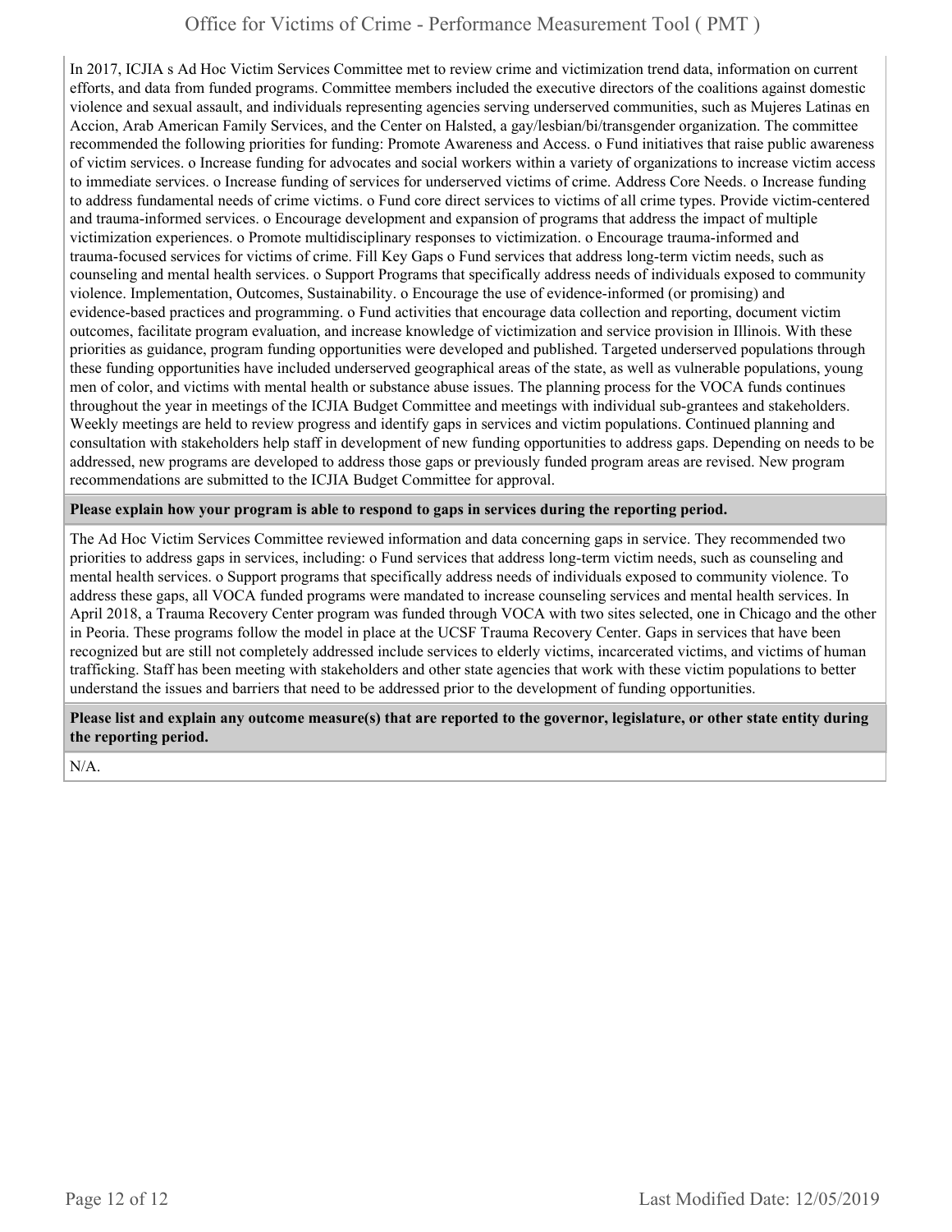In 2017, ICJIA s Ad Hoc Victim Services Committee met to review crime and victimization trend data, information on current efforts, and data from funded programs. Committee members included the executive directors of the coalitions against domestic violence and sexual assault, and individuals representing agencies serving underserved communities, such as Mujeres Latinas en Accion, Arab American Family Services, and the Center on Halsted, a gay/lesbian/bi/transgender organization. The committee recommended the following priorities for funding: Promote Awareness and Access. o Fund initiatives that raise public awareness of victim services. o Increase funding for advocates and social workers within a variety of organizations to increase victim access to immediate services. o Increase funding of services for underserved victims of crime. Address Core Needs. o Increase funding to address fundamental needs of crime victims. o Fund core direct services to victims of all crime types. Provide victim-centered and trauma-informed services. o Encourage development and expansion of programs that address the impact of multiple victimization experiences. o Promote multidisciplinary responses to victimization. o Encourage trauma-informed and trauma-focused services for victims of crime. Fill Key Gaps o Fund services that address long-term victim needs, such as counseling and mental health services. o Support Programs that specifically address needs of individuals exposed to community violence. Implementation, Outcomes, Sustainability. o Encourage the use of evidence-informed (or promising) and evidence-based practices and programming. o Fund activities that encourage data collection and reporting, document victim outcomes, facilitate program evaluation, and increase knowledge of victimization and service provision in Illinois. With these priorities as guidance, program funding opportunities were developed and published. Targeted underserved populations through these funding opportunities have included underserved geographical areas of the state, as well as vulnerable populations, young men of color, and victims with mental health or substance abuse issues. The planning process for the VOCA funds continues throughout the year in meetings of the ICJIA Budget Committee and meetings with individual sub-grantees and stakeholders. Weekly meetings are held to review progress and identify gaps in services and victim populations. Continued planning and consultation with stakeholders help staff in development of new funding opportunities to address gaps. Depending on needs to be addressed, new programs are developed to address those gaps or previously funded program areas are revised. New program recommendations are submitted to the ICJIA Budget Committee for approval.

**Please explain how your program is able to respond to gaps in services during the reporting period.**

The Ad Hoc Victim Services Committee reviewed information and data concerning gaps in service. They recommended two priorities to address gaps in services, including: o Fund services that address long-term victim needs, such as counseling and mental health services. o Support programs that specifically address needs of individuals exposed to community violence. To address these gaps, all VOCA funded programs were mandated to increase counseling services and mental health services. In April 2018, a Trauma Recovery Center program was funded through VOCA with two sites selected, one in Chicago and the other in Peoria. These programs follow the model in place at the UCSF Trauma Recovery Center. Gaps in services that have been recognized but are still not completely addressed include services to elderly victims, incarcerated victims, and victims of human trafficking. Staff has been meeting with stakeholders and other state agencies that work with these victim populations to better understand the issues and barriers that need to be addressed prior to the development of funding opportunities.

**Please list and explain any outcome measure(s) that are reported to the governor, legislature, or other state entity during the reporting period.**

N/A.